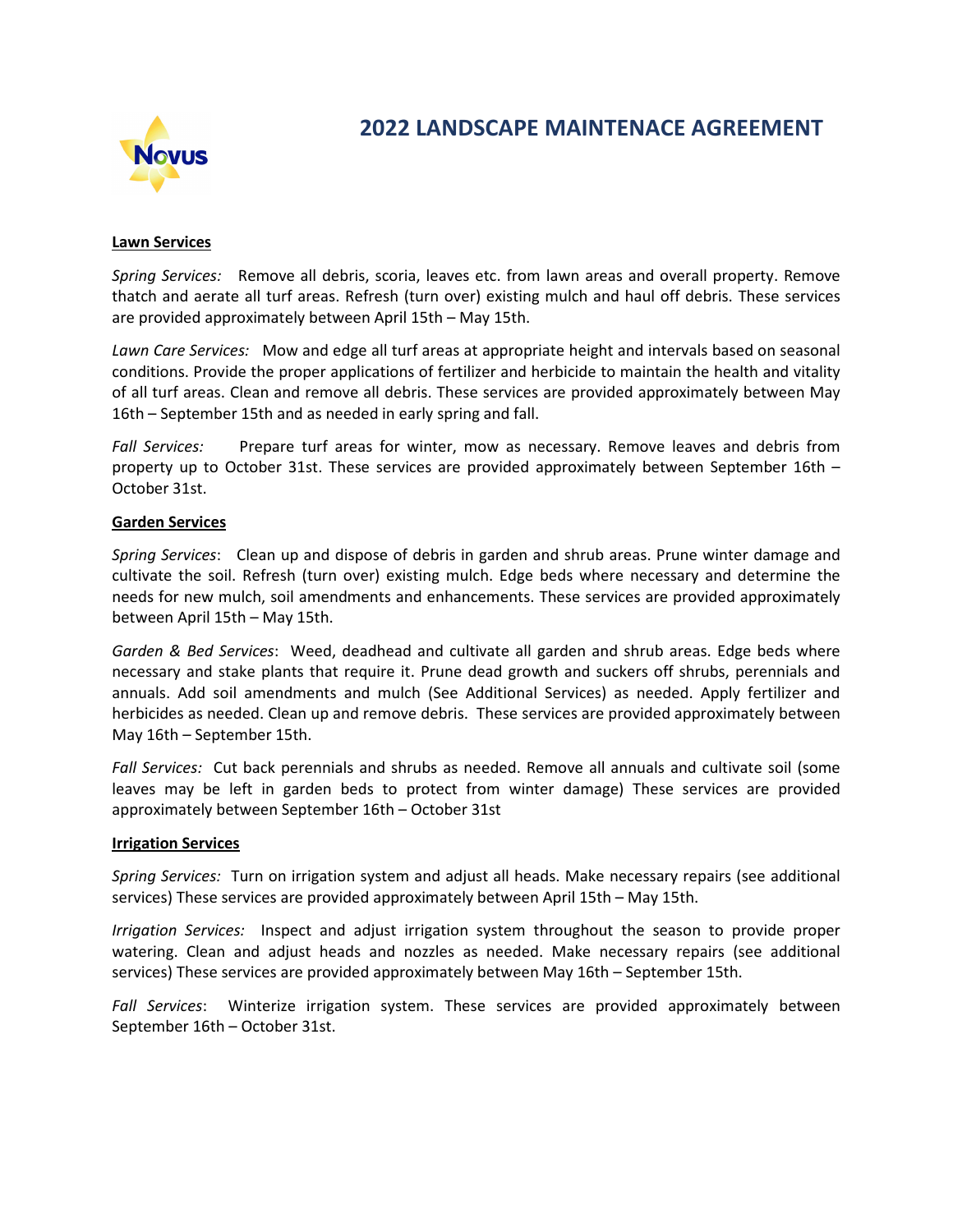# 2022 LANDSCAPE MAINTENACE AGREEMENT

## Lawn Services

*Spring Services:* Remove all debris, scoria, leaves etc. from lawn areas and overall property. Remove thatch and aerate all turf areas. Refresh (turn over) existing mulch and haul off debris. These services are provided approximately between April 15th – May 15th.

*Lawn Care Services:* Mow and edge all turf areas at appropriate height and intervals based on seasonal conditions. Provide the proper applications of fertilizer and herbicide to maintain the health and vitality of all turf areas. Clean and remove all debris. These services are provided approximately between May 16th – September 15th and as needed in early spring and fall.

*Fall Services:* Prepare turf areas for winter, mow as necessary. Remove leaves and debris from property up to October 31st. These services are provided approximately between September 16th – October 31st.

## Garden Services

*Spring Services*: Clean up and dispose of debris in garden and shrub areas. Prune winter damage and cultivate the soil. Refresh (turn over) existing mulch. Edge beds where necessary and determine the needs for new mulch, soil amendments and enhancements. These services are provided approximately between April 15th – May 15th.

*Garden & Bed Services*: Weed, deadhead and cultivate all garden and shrub areas. Edge beds where necessary and stake plants that require it. Prune dead growth and suckers off shrubs, perennials and annuals. Add soil amendments and mulch (See Additional Services) as needed. Apply fertilizer and herbicides as needed. Clean up and remove debris. These services are provided approximately between May 16th – September 15th.

*Fall Services:* Cut back perennials and shrubs as needed. Remove all annuals and cultivate soil (some leaves may be left in garden beds to protect from winter damage) These services are provided approximately between September 16th – October 31st

## Irrigation Services

*Spring Services:* Turn on irrigation system and adjust all heads. Make necessary repairs (see additional services) These services are provided approximately between April 15th – May 15th.

*Irrigation Services:* Inspect and adjust irrigation system throughout the season to provide proper watering. Clean and adjust heads and nozzles as needed. Make necessary repairs (see additional services) These services are provided approximately between May 16th – September 15th.

*Fall Services*: Winterize irrigation system. These services are provided approximately between September 16th – October 31st.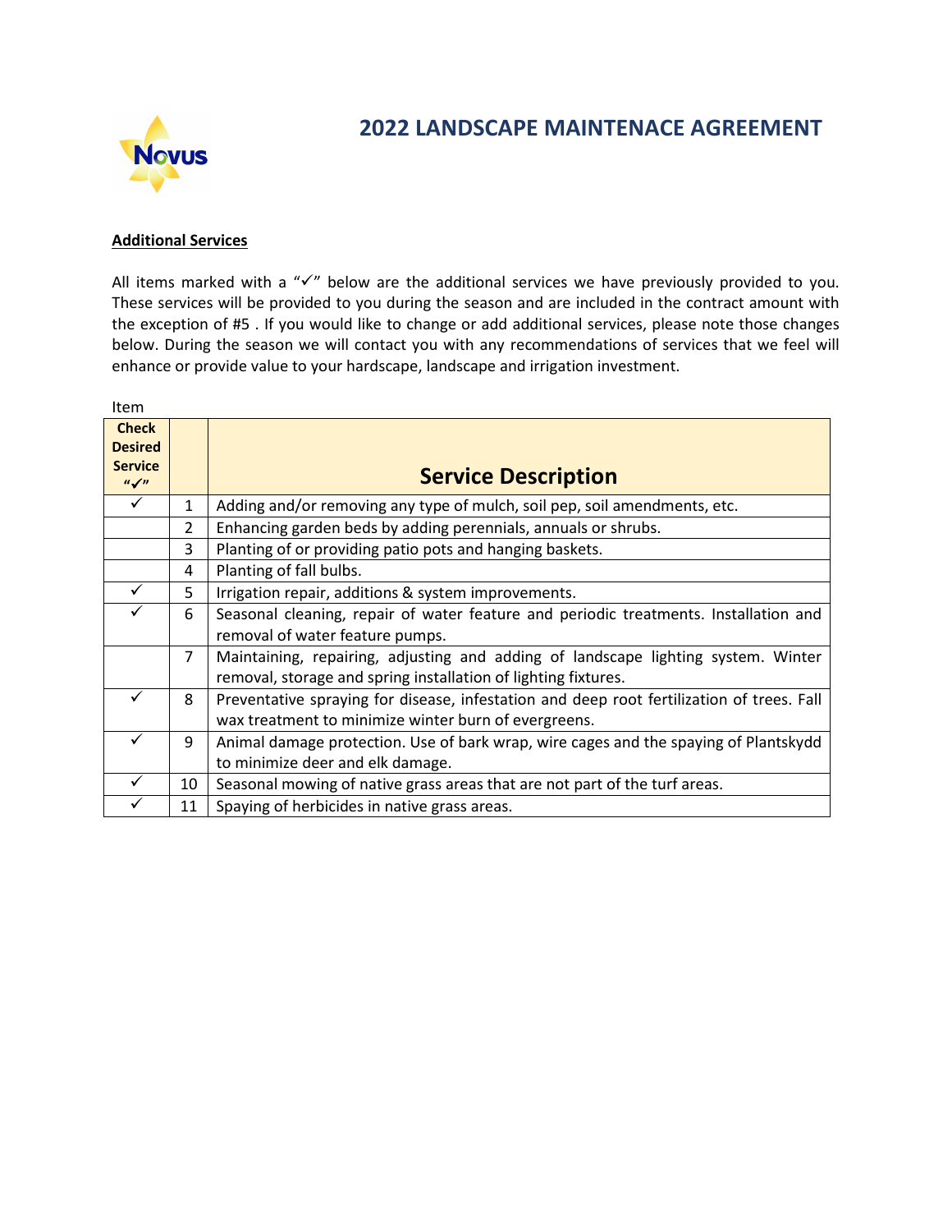# 2022 LANDSCAPE MAINTENACE AGREEMENT

**Additional Services**

All items marked with a "✓" below are the additional services we have previously provided to you. These services will be provided to you during the season and are included in the contract amount with the exception of #5 . If you would like to change or add additional services, please note those changes below. During the season we will contact you with any recommendations of services that we feel will enhance or provide value to your hardscape, landscape and irrigation investment.

Item

| Check Desired Service "✓" | | Service Description |
|---|---|---|
| ✓ | 1 | Adding and/or removing any type of mulch, soil pep, soil amendments, etc. |
| | 2 | Enhancing garden beds by adding perennials, annuals or shrubs. |
| | 3 | Planting of or providing patio pots and hanging baskets. |
| | 4 | Planting of fall bulbs. |
| ✓ | 5 | Irrigation repair, additions & system improvements. |
| ✓ | 6 | Seasonal cleaning, repair of water feature and periodic treatments. Installation and removal of water feature pumps. |
| | 7 | Maintaining, repairing, adjusting and adding of landscape lighting system. Winter removal, storage and spring installation of lighting fixtures. |
| ✓ | 8 | Preventative spraying for disease, infestation and deep root fertilization of trees. Fall wax treatment to minimize winter burn of evergreens. |
| ✓ | 9 | Animal damage protection. Use of bark wrap, wire cages and the spaying of Plantskydd to minimize deer and elk damage. |
| ✓ | 10 | Seasonal mowing of native grass areas that are not part of the turf areas. |
| ✓ | 11 | Spaying of herbicides in native grass areas. |